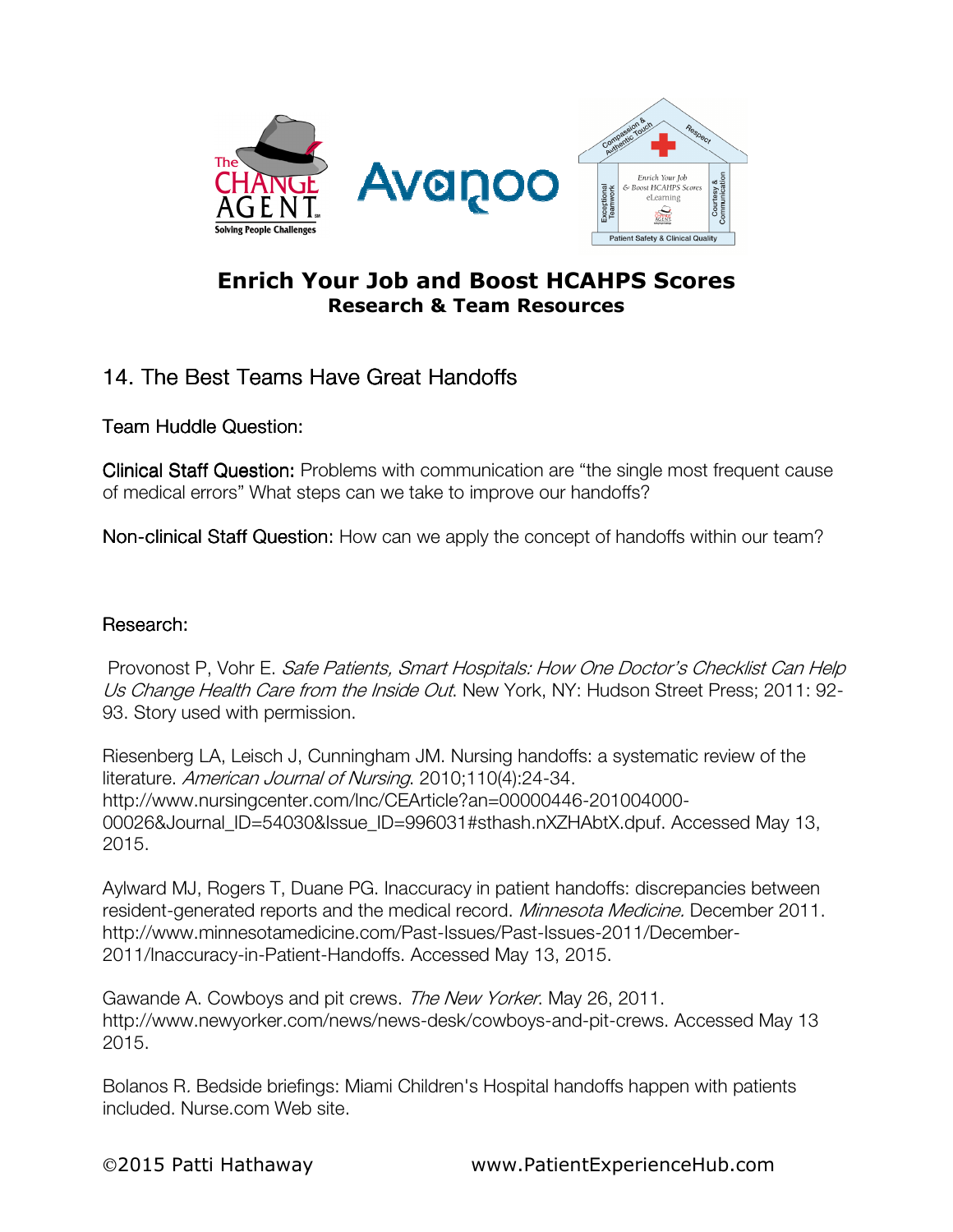# Enrich Your Job and Boost HCAHPS Scores

## Research & Team Resources

### 14. The Best Teams Have Great Handoffs

Team Huddle Question:

**Clinical Staff Question:** Problems with communication are "the single most frequent cause of medical errors" What steps can we take to improve our handoffs?

**Non-clinical Staff Question:** How can we apply the concept of handoffs within our team?

Research:

Provonost P, Vohr E. *Safe Patients, Smart Hospitals: How One Doctor's Checklist Can Help Us Change Health Care from the Inside Out*. New York, NY: Hudson Street Press; 2011: 92-93. Story used with permission.

Riesenberg LA, Leisch J, Cunningham JM. Nursing handoffs: a systematic review of the literature. *American Journal of Nursing*. 2010;110(4):24-34. http://www.nursingcenter.com/lnc/CEArticle?an=00000446-201004000-00026&Journal_ID=54030&Issue_ID=996031#sthash.nXZHAbtX.dpuf. Accessed May 13, 2015.

Aylward MJ, Rogers T, Duane PG. Inaccuracy in patient handoffs: discrepancies between resident-generated reports and the medical record. *Minnesota Medicine.* December 2011. http://www.minnesotamedicine.com/Past-Issues/Past-Issues-2011/December-2011/Inaccuracy-in-Patient-Handoffs. Accessed May 13, 2015.

Gawande A. Cowboys and pit crews. *The New Yorker.* May 26, 2011. http://www.newyorker.com/news/news-desk/cowboys-and-pit-crews. Accessed May 13 2015.

Bolanos R. Bedside briefings: Miami Children's Hospital handoffs happen with patients included. Nurse.com Web site.

©2015 Patti Hathaway www.PatientExperienceHub.com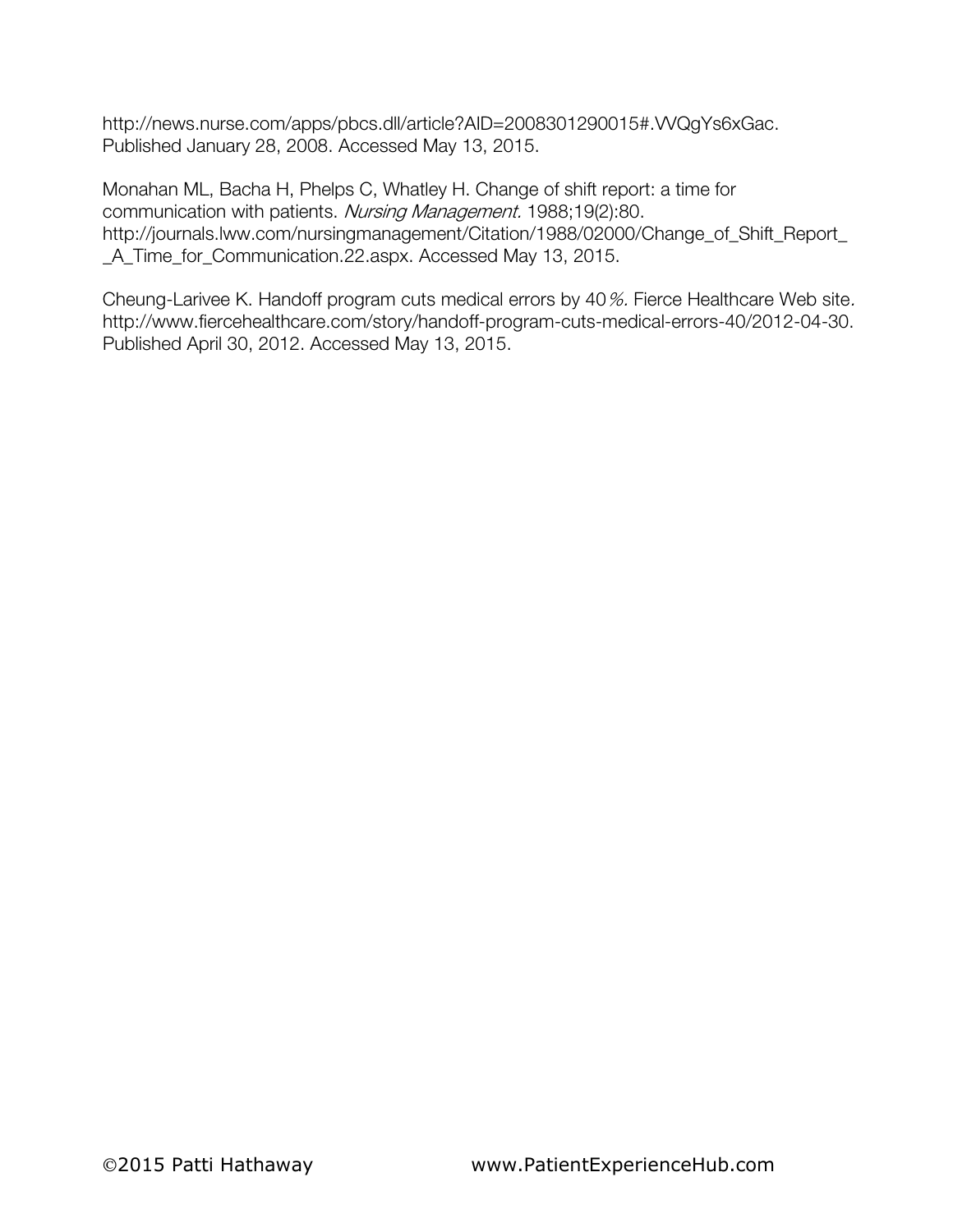http://news.nurse.com/apps/pbcs.dll/article?AID=2008301290015#.VVQgYs6xGac. Published January 28, 2008. Accessed May 13, 2015.

Monahan ML, Bacha H, Phelps C, Whatley H. Change of shift report: a time for communication with patients. *Nursing Management.* 1988;19(2):80. http://journals.lww.com/nursingmanagement/Citation/1988/02000/Change_of_Shift_Report__A_Time_for_Communication.22.aspx. Accessed May 13, 2015.

Cheung-Larivee K. Handoff program cuts medical errors by 40%. Fierce Healthcare Web site. http://www.fiercehealthcare.com/story/handoff-program-cuts-medical-errors-40/2012-04-30. Published April 30, 2012. Accessed May 13, 2015.

©2015 Patti Hathaway www.PatientExperienceHub.com